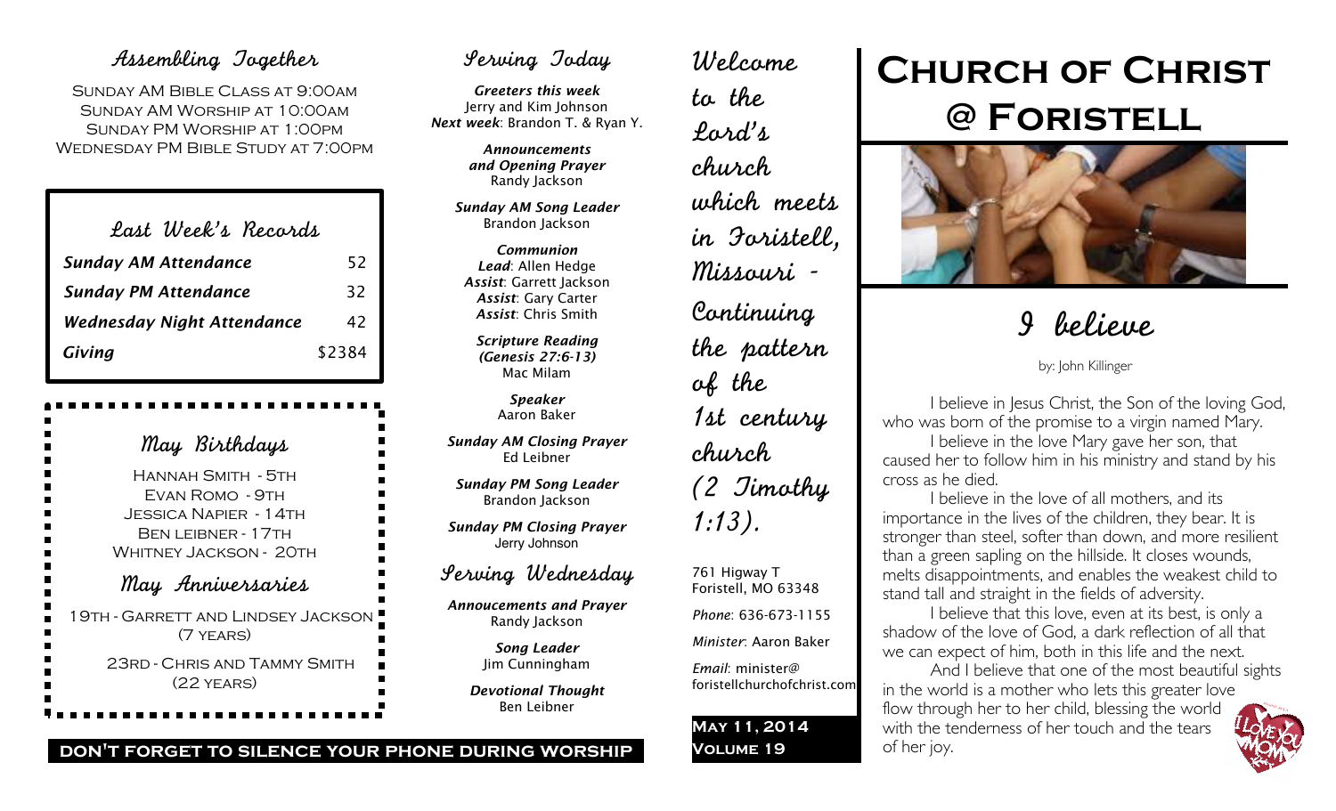## Assembling Together

Sunday AM Bible Class at 9:00am
Sunday AM Worship at 10:00am
Sunday PM Worship at 1:00pm
Wednesday PM Bible Study at 7:00pm

## Last Week's Records

| | |
|---|---|
| ***Sunday AM Attendance*** | 52 |
| ***Sunday PM Attendance*** | 32 |
| ***Wednesday Night Attendance*** | 42 |
| ***Giving*** | $2384 |

## May Birthdays

Hannah Smith - 5th
Evan Romo - 9th
Jessica Napier - 14th
Ben Leibner - 17th
Whitney Jackson - 20th

## May Anniversaries

19th - Garrett and Lindsey Jackson (7 years)

23rd - Chris and Tammy Smith (22 years)

**DON'T FORGET TO SILENCE YOUR PHONE DURING WORSHIP**

## Serving Today

***Greeters this week***
Jerry and Kim Johnson
***Next week***: Brandon T. & Ryan Y.

***Announcements and Opening Prayer***
Randy Jackson

***Sunday AM Song Leader***
Brandon Jackson

***Communion***
***Lead***: Allen Hedge
***Assist***: Garrett Jackson
***Assist***: Gary Carter
***Assist***: Chris Smith

***Scripture Reading (Genesis 27:6-13)***
Mac Milam

***Speaker***
Aaron Baker

***Sunday AM Closing Prayer***
Ed Leibner

***Sunday PM Song Leader***
Brandon Jackson

***Sunday PM Closing Prayer***
Jerry Johnson

## Serving Wednesday

***Annoucements and Prayer***
Randy Jackson

***Song Leader***
Jim Cunningham

***Devotional Thought***
Ben Leibner

*Welcome to the Lord's church which meets in Foristell, Missouri - Continuing the pattern of the 1st century church (2 Timothy 1:13).*

761 Higway T
Foristell, MO 63348

*Phone*: 636-673-1155

*Minister*: Aaron Baker

*Email*: minister@foristellchurchofchrist.com

**May 11, 2014**
**Volume 19**

# Church of Christ @ Foristell

## I believe

by: John Killinger

I believe in Jesus Christ, the Son of the loving God, who was born of the promise to a virgin named Mary.

I believe in the love Mary gave her son, that caused her to follow him in his ministry and stand by his cross as he died.

I believe in the love of all mothers, and its importance in the lives of the children, they bear. It is stronger than steel, softer than down, and more resilient than a green sapling on the hillside. It closes wounds, melts disappointments, and enables the weakest child to stand tall and straight in the fields of adversity.

I believe that this love, even at its best, is only a shadow of the love of God, a dark reflection of all that we can expect of him, both in this life and the next.

And I believe that one of the most beautiful sights in the world is a mother who lets this greater love flow through her to her child, blessing the world with the tenderness of her touch and the tears of her joy.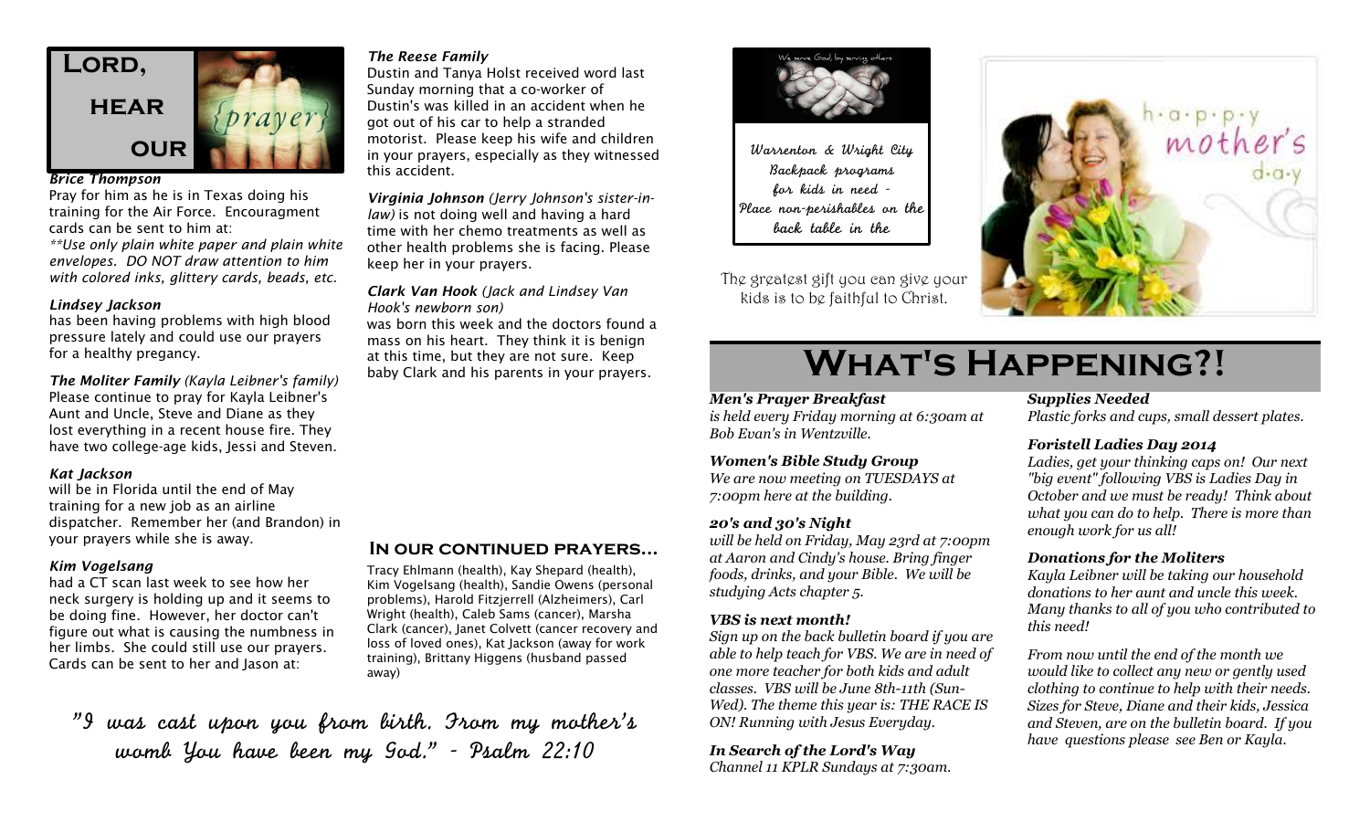# Lord, hear our

{prayer}

***Brice Thompson***

Pray for him as he is in Texas doing his training for the Air Force. Encouragment cards can be sent to him at:

*\*\*Use only plain white paper and plain white envelopes. DO NOT draw attention to him with colored inks, glittery cards, beads, etc.*

***Lindsey Jackson***

has been having problems with high blood pressure lately and could use our prayers for a healthy pregancy.

***The Moliter Family*** *(Kayla Leibner's family)*

Please continue to pray for Kayla Leibner's Aunt and Uncle, Steve and Diane as they lost everything in a recent house fire. They have two college-age kids, Jessi and Steven.

***Kat Jackson***

will be in Florida until the end of May training for a new job as an airline dispatcher. Remember her (and Brandon) in your prayers while she is away.

***Kim Vogelsang***

had a CT scan last week to see how her neck surgery is holding up and it seems to be doing fine. However, her doctor can't figure out what is causing the numbness in her limbs. She could still use our prayers. Cards can be sent to her and Jason at:

***The Reese Family***

Dustin and Tanya Holst received word last Sunday morning that a co-worker of Dustin's was killed in an accident when he got out of his car to help a stranded motorist. Please keep his wife and children in your prayers, especially as they witnessed this accident.

***Virginia Johnson*** *(Jerry Johnson's sister-in-law)* is not doing well and having a hard time with her chemo treatments as well as other health problems she is facing. Please keep her in your prayers.

***Clark Van Hook*** *(Jack and Lindsey Van Hook's newborn son)*

was born this week and the doctors found a mass on his heart. They think it is benign at this time, but they are not sure. Keep baby Clark and his parents in your prayers.

## In our continued prayers...

Tracy Ehlmann (health), Kay Shepard (health), Kim Vogelsang (health), Sandie Owens (personal problems), Harold Fitzjerrell (Alzheimers), Carl Wright (health), Caleb Sams (cancer), Marsha Clark (cancer), Janet Colvett (cancer recovery and loss of loved ones), Kat Jackson (away for work training), Brittany Higgens (husband passed away)

*"I was cast upon you from birth. From my mother's womb You have been my God." - Psalm 22:10*

We serve God, by serving others

*Warrenton & Wright City Backpack programs for kids in need - Place non-perishables on the back table in the*

The greatest gift you can give your kids is to be faithful to Christ.

happy mother's day

# What's Happening?!

***Men's Prayer Breakfast***

*is held every Friday morning at 6:30am at Bob Evan's in Wentzville.*

***Women's Bible Study Group***

*We are now meeting on TUESDAYS at 7:00pm here at the building.*

***20's and 30's Night***

*will be held on Friday, May 23rd at 7:00pm at Aaron and Cindy's house. Bring finger foods, drinks, and your Bible. We will be studying Acts chapter 5.*

***VBS is next month!***

*Sign up on the back bulletin board if you are able to help teach for VBS. We are in need of one more teacher for both kids and adult classes. VBS will be June 8th-11th (Sun-Wed). The theme this year is: THE RACE IS ON! Running with Jesus Everyday.*

***In Search of the Lord's Way***

*Channel 11 KPLR Sundays at 7:30am.*

***Supplies Needed***

*Plastic forks and cups, small dessert plates.*

***Foristell Ladies Day 2014***

*Ladies, get your thinking caps on! Our next "big event" following VBS is Ladies Day in October and we must be ready! Think about what you can do to help. There is more than enough work for us all!*

***Donations for the Moliters***

*Kayla Leibner will be taking our household donations to her aunt and uncle this week. Many thanks to all of you who contributed to this need!*

*From now until the end of the month we would like to collect any new or gently used clothing to continue to help with their needs. Sizes for Steve, Diane and their kids, Jessica and Steven, are on the bulletin board. If you have questions please see Ben or Kayla.*